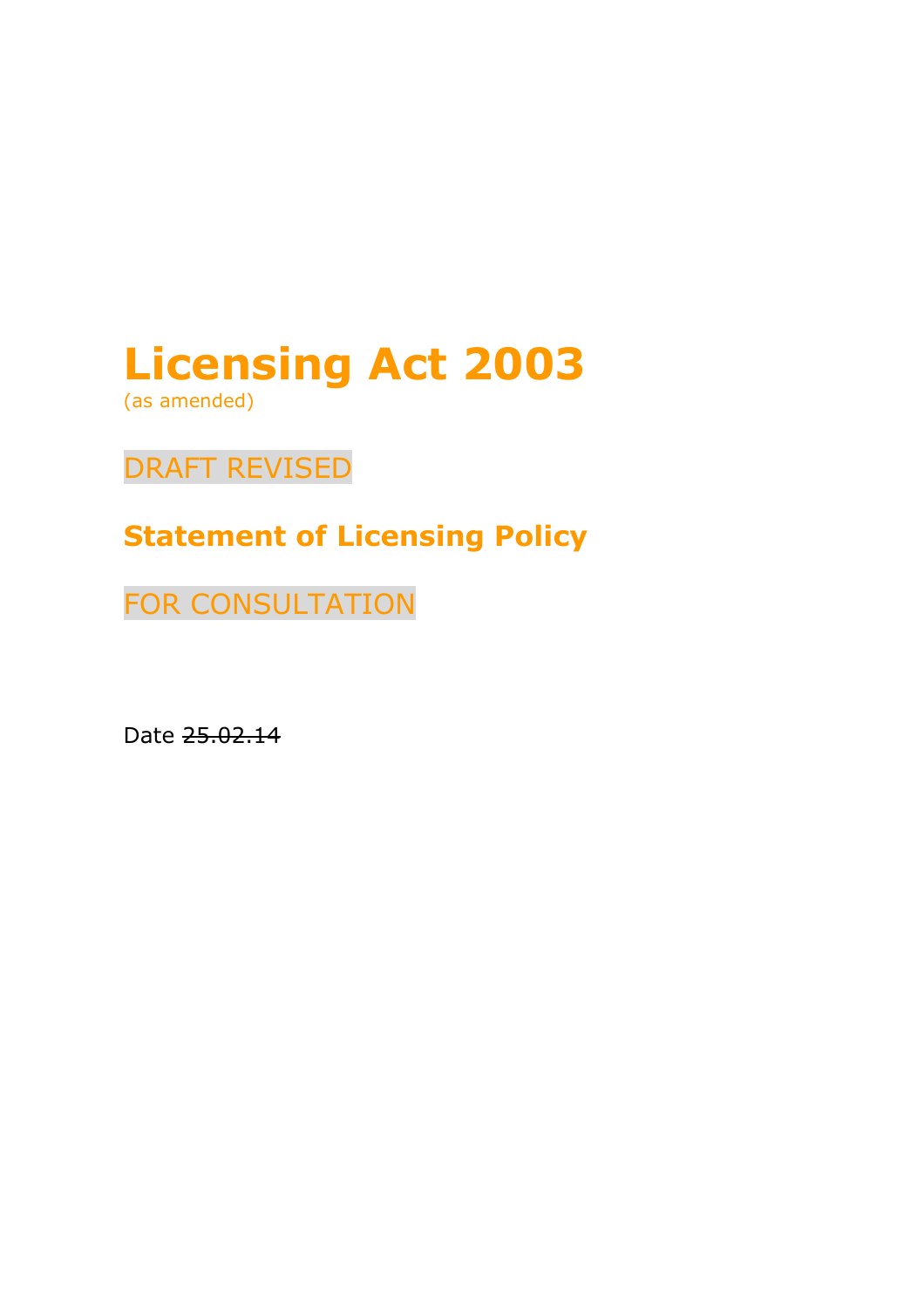# Licensing Act 2003

(as amended)

DRAFT REVISED

## Statement of Licensing Policy

FOR CONSULTATION

Date ~~25.02.14~~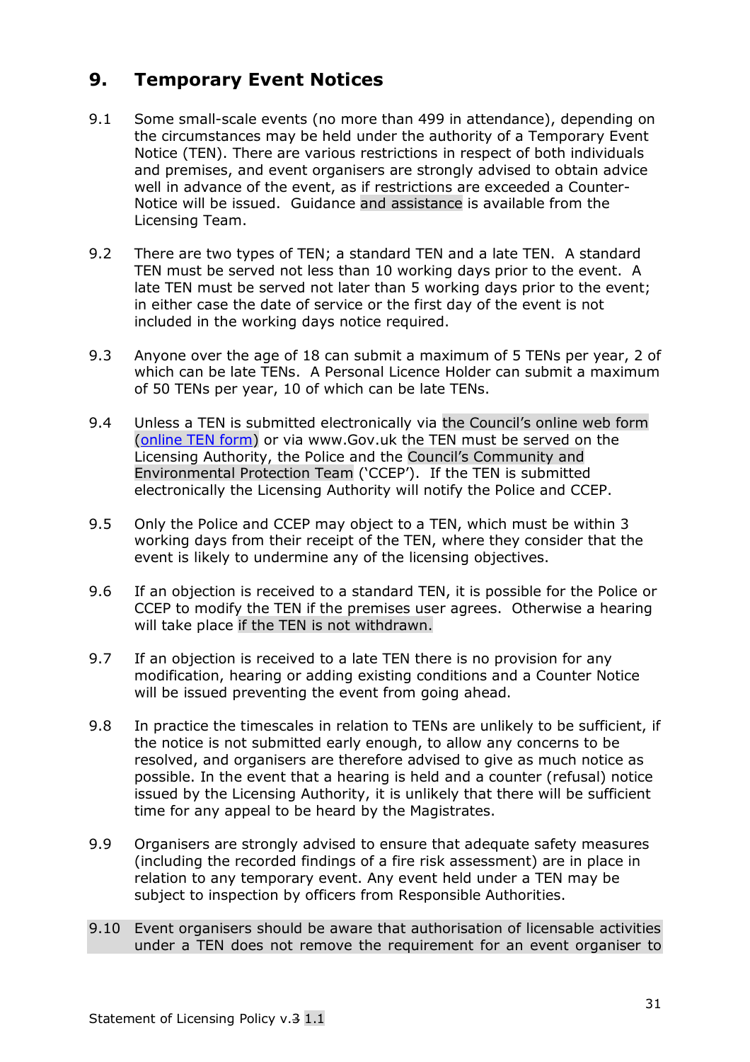## 9. Temporary Event Notices

9.1 Some small-scale events (no more than 499 in attendance), depending on the circumstances may be held under the authority of a Temporary Event Notice (TEN). There are various restrictions in respect of both individuals and premises, and event organisers are strongly advised to obtain advice well in advance of the event, as if restrictions are exceeded a Counter-Notice will be issued. Guidance and assistance is available from the Licensing Team.

9.2 There are two types of TEN; a standard TEN and a late TEN. A standard TEN must be served not less than 10 working days prior to the event. A late TEN must be served not later than 5 working days prior to the event; in either case the date of service or the first day of the event is not included in the working days notice required.

9.3 Anyone over the age of 18 can submit a maximum of 5 TENs per year, 2 of which can be late TENs. A Personal Licence Holder can submit a maximum of 50 TENs per year, 10 of which can be late TENs.

9.4 Unless a TEN is submitted electronically via the Council's online web form (online TEN form) or via www.Gov.uk the TEN must be served on the Licensing Authority, the Police and the Council's Community and Environmental Protection Team ('CCEP'). If the TEN is submitted electronically the Licensing Authority will notify the Police and CCEP.

9.5 Only the Police and CCEP may object to a TEN, which must be within 3 working days from their receipt of the TEN, where they consider that the event is likely to undermine any of the licensing objectives.

9.6 If an objection is received to a standard TEN, it is possible for the Police or CCEP to modify the TEN if the premises user agrees. Otherwise a hearing will take place if the TEN is not withdrawn.

9.7 If an objection is received to a late TEN there is no provision for any modification, hearing or adding existing conditions and a Counter Notice will be issued preventing the event from going ahead.

9.8 In practice the timescales in relation to TENs are unlikely to be sufficient, if the notice is not submitted early enough, to allow any concerns to be resolved, and organisers are therefore advised to give as much notice as possible. In the event that a hearing is held and a counter (refusal) notice issued by the Licensing Authority, it is unlikely that there will be sufficient time for any appeal to be heard by the Magistrates.

9.9 Organisers are strongly advised to ensure that adequate safety measures (including the recorded findings of a fire risk assessment) are in place in relation to any temporary event. Any event held under a TEN may be subject to inspection by officers from Responsible Authorities.

9.10 Event organisers should be aware that authorisation of licensable activities under a TEN does not remove the requirement for an event organiser to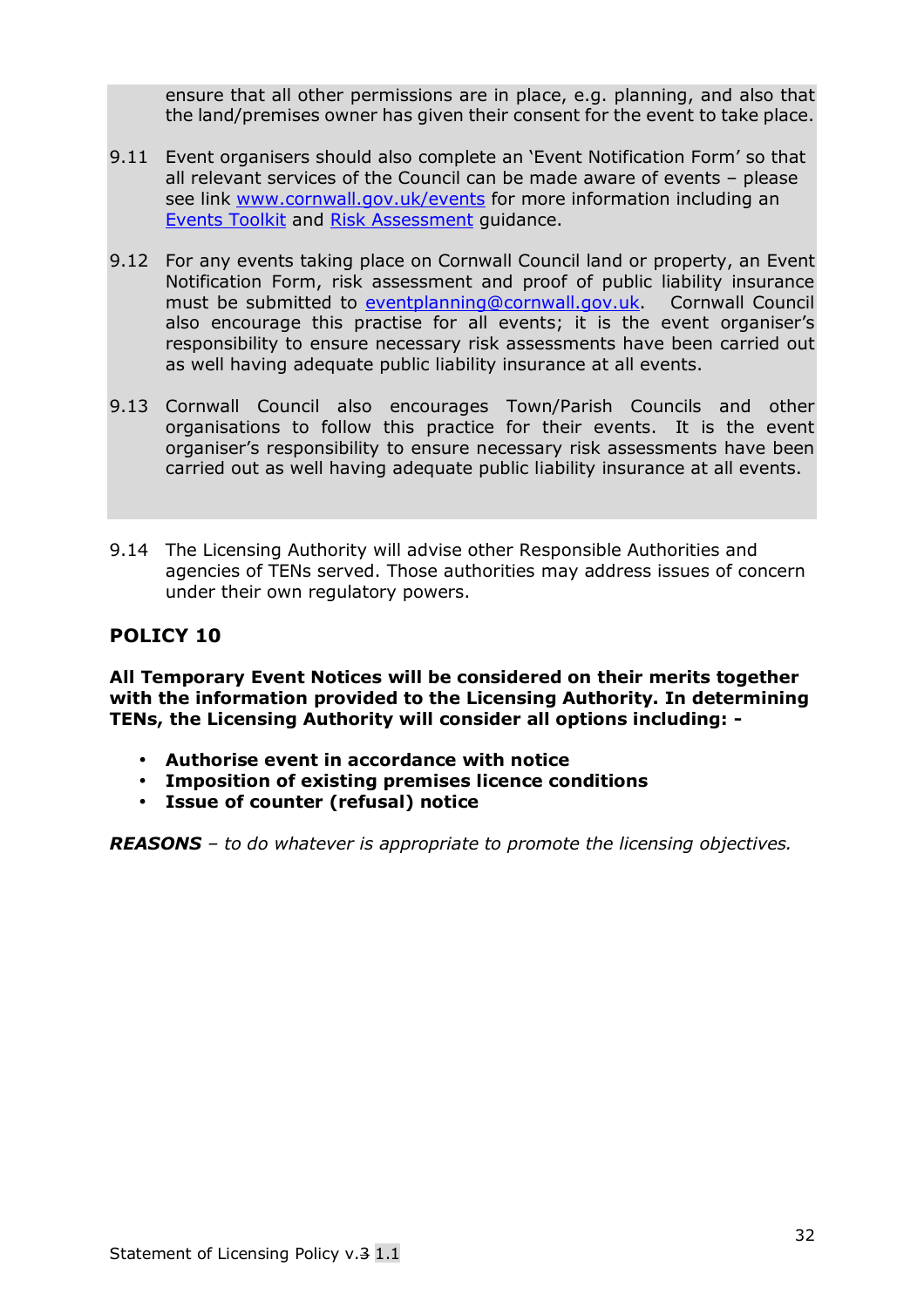ensure that all other permissions are in place, e.g. planning, and also that the land/premises owner has given their consent for the event to take place.

9.11 Event organisers should also complete an 'Event Notification Form' so that all relevant services of the Council can be made aware of events – please see link www.cornwall.gov.uk/events for more information including an Events Toolkit and Risk Assessment guidance.

9.12 For any events taking place on Cornwall Council land or property, an Event Notification Form, risk assessment and proof of public liability insurance must be submitted to eventplanning@cornwall.gov.uk. Cornwall Council also encourage this practise for all events; it is the event organiser's responsibility to ensure necessary risk assessments have been carried out as well having adequate public liability insurance at all events.

9.13 Cornwall Council also encourages Town/Parish Councils and other organisations to follow this practice for their events. It is the event organiser's responsibility to ensure necessary risk assessments have been carried out as well having adequate public liability insurance at all events.

9.14 The Licensing Authority will advise other Responsible Authorities and agencies of TENs served. Those authorities may address issues of concern under their own regulatory powers.

## POLICY 10

**All Temporary Event Notices will be considered on their merits together with the information provided to the Licensing Authority. In determining TENs, the Licensing Authority will consider all options including: -**

- **Authorise event in accordance with notice**
- **Imposition of existing premises licence conditions**
- **Issue of counter (refusal) notice**

***REASONS*** *– to do whatever is appropriate to promote the licensing objectives.*